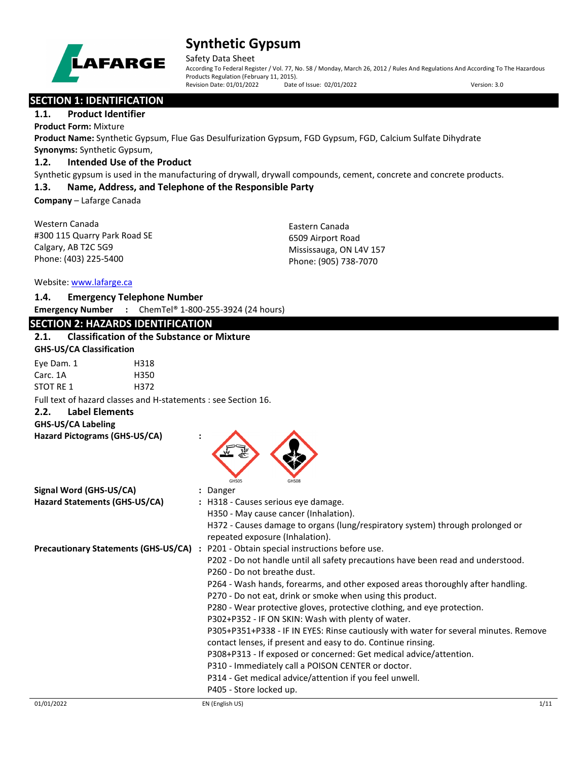# Synthetic Gypsum

Safety Data Sheet

According To Federal Register / Vol. 77, No. 58 / Monday, March 26, 2012 / Rules And Regulations And According To The Hazardous Products Regulation (February 11, 2015).

Revision Date: 01/01/2022 Date of Issue: 02/01/2022 Version: 3.0

## SECTION 1: IDENTIFICATION

### 1.1. Product Identifier

**Product Form:** Mixture

**Product Name:** Synthetic Gypsum, Flue Gas Desulfurization Gypsum, FGD Gypsum, FGD, Calcium Sulfate Dihydrate

**Synonyms:** Synthetic Gypsum,

### 1.2. Intended Use of the Product

Synthetic gypsum is used in the manufacturing of drywall, drywall compounds, cement, concrete and concrete products.

### 1.3. Name, Address, and Telephone of the Responsible Party

**Company** – Lafarge Canada

Western Canada
#300 115 Quarry Park Road SE
Calgary, AB T2C 5G9
Phone: (403) 225-5400

Eastern Canada
6509 Airport Road
Mississauga, ON L4V 157
Phone: (905) 738-7070

Website: www.lafarge.ca

### 1.4. Emergency Telephone Number

**Emergency Number :** ChemTel® 1-800-255-3924 (24 hours)

## SECTION 2: HAZARDS IDENTIFICATION

### 2.1. Classification of the Substance or Mixture

**GHS-US/CA Classification**

| | |
|---|---|
| Eye Dam. 1 | H318 |
| Carc. 1A | H350 |
| STOT RE 1 | H372 |

Full text of hazard classes and H-statements : see Section 16.

### 2.2. Label Elements

**GHS-US/CA Labeling**

**Hazard Pictograms (GHS-US/CA) :** GHS05 GHS08

**Signal Word (GHS-US/CA) :** Danger

**Hazard Statements (GHS-US/CA) :**
- H318 - Causes serious eye damage.
- H350 - May cause cancer (Inhalation).
- H372 - Causes damage to organs (lung/respiratory system) through prolonged or repeated exposure (Inhalation).

**Precautionary Statements (GHS-US/CA) :**
- P201 - Obtain special instructions before use.
- P202 - Do not handle until all safety precautions have been read and understood.
- P260 - Do not breathe dust.
- P264 - Wash hands, forearms, and other exposed areas thoroughly after handling.
- P270 - Do not eat, drink or smoke when using this product.
- P280 - Wear protective gloves, protective clothing, and eye protection.
- P302+P352 - IF ON SKIN: Wash with plenty of water.
- P305+P351+P338 - IF IN EYES: Rinse cautiously with water for several minutes. Remove contact lenses, if present and easy to do. Continue rinsing.
- P308+P313 - If exposed or concerned: Get medical advice/attention.
- P310 - Immediately call a POISON CENTER or doctor.
- P314 - Get medical advice/attention if you feel unwell.
- P405 - Store locked up.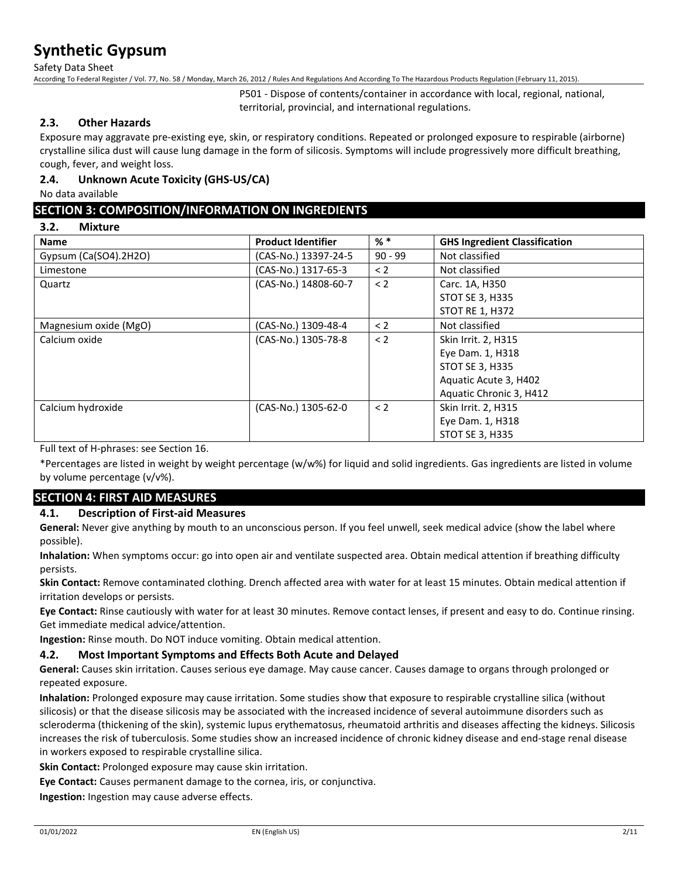P501 - Dispose of contents/container in accordance with local, regional, national, territorial, provincial, and international regulations.

### 2.3. Other Hazards

Exposure may aggravate pre-existing eye, skin, or respiratory conditions. Repeated or prolonged exposure to respirable (airborne) crystalline silica dust will cause lung damage in the form of silicosis. Symptoms will include progressively more difficult breathing, cough, fever, and weight loss.

### 2.4. Unknown Acute Toxicity (GHS-US/CA)

No data available

## SECTION 3: COMPOSITION/INFORMATION ON INGREDIENTS

### 3.2. Mixture

| Name | Product Identifier | % * | GHS Ingredient Classification |
|---|---|---|---|
| Gypsum (Ca(SO4).2H2O) | (CAS-No.) 13397-24-5 | 90 - 99 | Not classified |
| Limestone | (CAS-No.) 1317-65-3 | < 2 | Not classified |
| Quartz | (CAS-No.) 14808-60-7 | < 2 | Carc. 1A, H350<br>STOT SE 3, H335<br>STOT RE 1, H372 |
| Magnesium oxide (MgO) | (CAS-No.) 1309-48-4 | < 2 | Not classified |
| Calcium oxide | (CAS-No.) 1305-78-8 | < 2 | Skin Irrit. 2, H315<br>Eye Dam. 1, H318<br>STOT SE 3, H335<br>Aquatic Acute 3, H402<br>Aquatic Chronic 3, H412 |
| Calcium hydroxide | (CAS-No.) 1305-62-0 | < 2 | Skin Irrit. 2, H315<br>Eye Dam. 1, H318<br>STOT SE 3, H335 |

Full text of H-phrases: see Section 16.

*Percentages are listed in weight by weight percentage (w/w%) for liquid and solid ingredients. Gas ingredients are listed in volume by volume percentage (v/v%).

## SECTION 4: FIRST AID MEASURES

### 4.1. Description of First-aid Measures

**General:** Never give anything by mouth to an unconscious person. If you feel unwell, seek medical advice (show the label where possible).

**Inhalation:** When symptoms occur: go into open air and ventilate suspected area. Obtain medical attention if breathing difficulty persists.

**Skin Contact:** Remove contaminated clothing. Drench affected area with water for at least 15 minutes. Obtain medical attention if irritation develops or persists.

**Eye Contact:** Rinse cautiously with water for at least 30 minutes. Remove contact lenses, if present and easy to do. Continue rinsing. Get immediate medical advice/attention.

**Ingestion:** Rinse mouth. Do NOT induce vomiting. Obtain medical attention.

### 4.2. Most Important Symptoms and Effects Both Acute and Delayed

**General:** Causes skin irritation. Causes serious eye damage. May cause cancer. Causes damage to organs through prolonged or repeated exposure.

**Inhalation:** Prolonged exposure may cause irritation. Some studies show that exposure to respirable crystalline silica (without silicosis) or that the disease silicosis may be associated with the increased incidence of several autoimmune disorders such as scleroderma (thickening of the skin), systemic lupus erythematosus, rheumatoid arthritis and diseases affecting the kidneys. Silicosis increases the risk of tuberculosis. Some studies show an increased incidence of chronic kidney disease and end-stage renal disease in workers exposed to respirable crystalline silica.

**Skin Contact:** Prolonged exposure may cause skin irritation.

**Eye Contact:** Causes permanent damage to the cornea, iris, or conjunctiva.

**Ingestion:** Ingestion may cause adverse effects.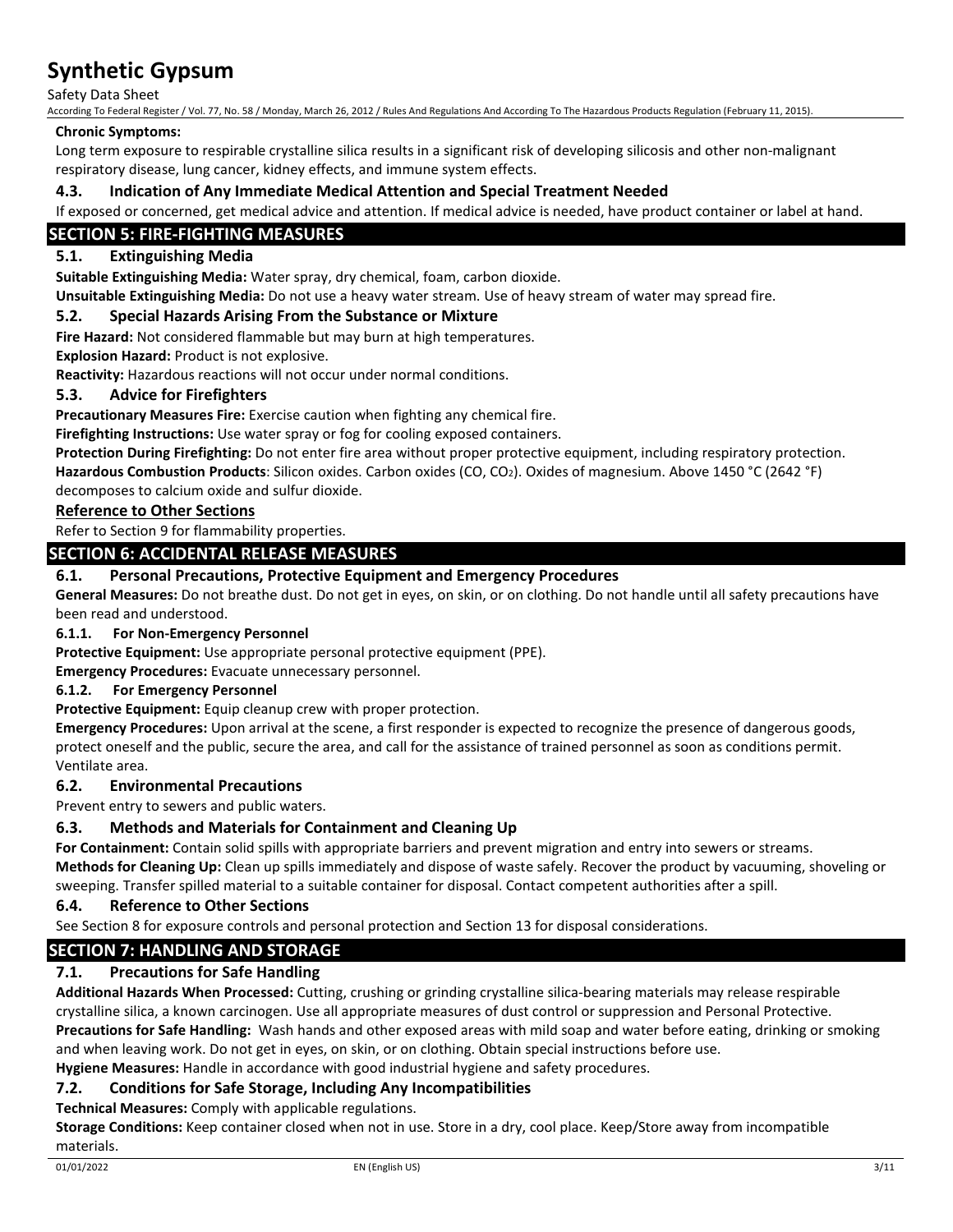**Chronic Symptoms:**

Long term exposure to respirable crystalline silica results in a significant risk of developing silicosis and other non-malignant respiratory disease, lung cancer, kidney effects, and immune system effects.

### 4.3. Indication of Any Immediate Medical Attention and Special Treatment Needed

If exposed or concerned, get medical advice and attention. If medical advice is needed, have product container or label at hand.

## SECTION 5: FIRE-FIGHTING MEASURES

### 5.1. Extinguishing Media

**Suitable Extinguishing Media:** Water spray, dry chemical, foam, carbon dioxide.

**Unsuitable Extinguishing Media:** Do not use a heavy water stream. Use of heavy stream of water may spread fire.

### 5.2. Special Hazards Arising From the Substance or Mixture

**Fire Hazard:** Not considered flammable but may burn at high temperatures.

**Explosion Hazard:** Product is not explosive.

**Reactivity:** Hazardous reactions will not occur under normal conditions.

### 5.3. Advice for Firefighters

**Precautionary Measures Fire:** Exercise caution when fighting any chemical fire.

**Firefighting Instructions:** Use water spray or fog for cooling exposed containers.

**Protection During Firefighting:** Do not enter fire area without proper protective equipment, including respiratory protection.

**Hazardous Combustion Products**: Silicon oxides. Carbon oxides ($CO$, $CO_2$). Oxides of magnesium. Above 1450 °C (2642 °F) decomposes to calcium oxide and sulfur dioxide.

**Reference to Other Sections**

Refer to Section 9 for flammability properties.

## SECTION 6: ACCIDENTAL RELEASE MEASURES

### 6.1. Personal Precautions, Protective Equipment and Emergency Procedures

**General Measures:** Do not breathe dust. Do not get in eyes, on skin, or on clothing. Do not handle until all safety precautions have been read and understood.

#### 6.1.1. For Non-Emergency Personnel

**Protective Equipment:** Use appropriate personal protective equipment (PPE).

**Emergency Procedures:** Evacuate unnecessary personnel.

#### 6.1.2. For Emergency Personnel

**Protective Equipment:** Equip cleanup crew with proper protection.

**Emergency Procedures:** Upon arrival at the scene, a first responder is expected to recognize the presence of dangerous goods, protect oneself and the public, secure the area, and call for the assistance of trained personnel as soon as conditions permit. Ventilate area.

### 6.2. Environmental Precautions

Prevent entry to sewers and public waters.

### 6.3. Methods and Materials for Containment and Cleaning Up

**For Containment:** Contain solid spills with appropriate barriers and prevent migration and entry into sewers or streams.

**Methods for Cleaning Up:** Clean up spills immediately and dispose of waste safely. Recover the product by vacuuming, shoveling or sweeping. Transfer spilled material to a suitable container for disposal. Contact competent authorities after a spill.

### 6.4. Reference to Other Sections

See Section 8 for exposure controls and personal protection and Section 13 for disposal considerations.

## SECTION 7: HANDLING AND STORAGE

### 7.1. Precautions for Safe Handling

**Additional Hazards When Processed:** Cutting, crushing or grinding crystalline silica-bearing materials may release respirable crystalline silica, a known carcinogen. Use all appropriate measures of dust control or suppression and Personal Protective.

**Precautions for Safe Handling:** Wash hands and other exposed areas with mild soap and water before eating, drinking or smoking and when leaving work. Do not get in eyes, on skin, or on clothing. Obtain special instructions before use.

**Hygiene Measures:** Handle in accordance with good industrial hygiene and safety procedures.

### 7.2. Conditions for Safe Storage, Including Any Incompatibilities

**Technical Measures:** Comply with applicable regulations.

**Storage Conditions:** Keep container closed when not in use. Store in a dry, cool place. Keep/Store away from incompatible materials.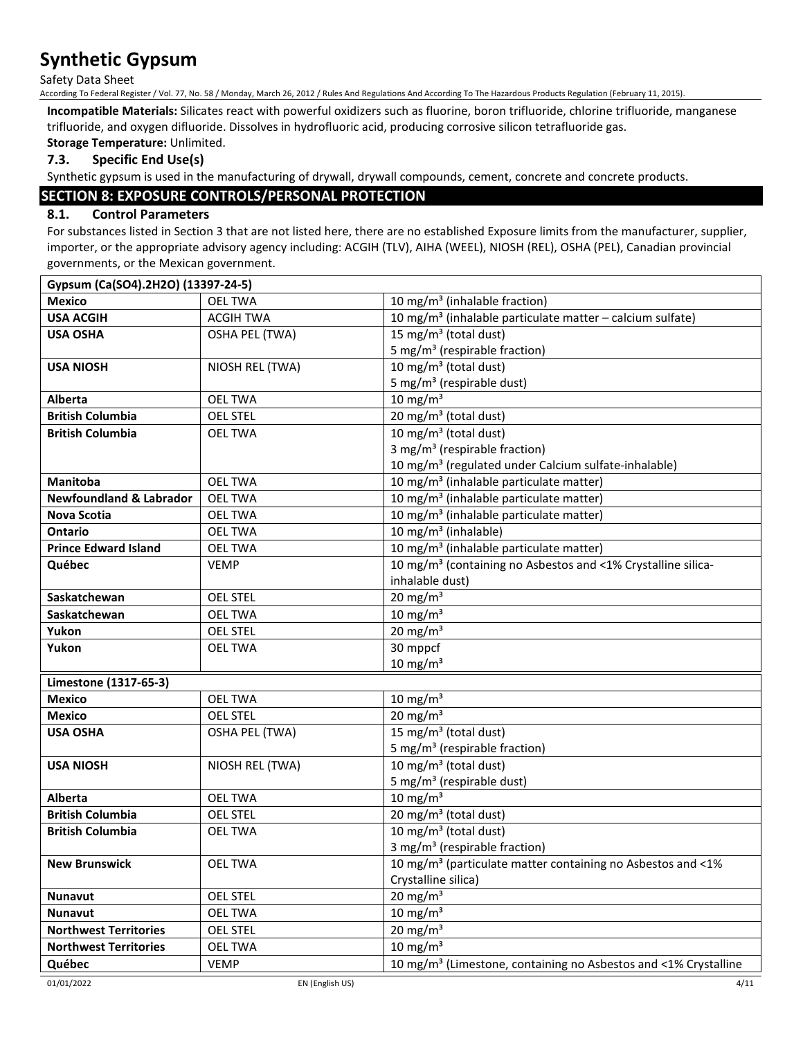**Incompatible Materials:** Silicates react with powerful oxidizers such as fluorine, boron trifluoride, chlorine trifluoride, manganese trifluoride, and oxygen difluoride. Dissolves in hydrofluoric acid, producing corrosive silicon tetrafluoride gas.

**Storage Temperature:** Unlimited.

### 7.3. Specific End Use(s)

Synthetic gypsum is used in the manufacturing of drywall, drywall compounds, cement, concrete and concrete products.

## SECTION 8: EXPOSURE CONTROLS/PERSONAL PROTECTION

### 8.1. Control Parameters

For substances listed in Section 3 that are not listed here, there are no established Exposure limits from the manufacturer, supplier, importer, or the appropriate advisory agency including: ACGIH (TLV), AIHA (WEEL), NIOSH (REL), OSHA (PEL), Canadian provincial governments, or the Mexican government.

| Gypsum (Ca(SO4).2H2O) (13397-24-5) | | |
|---|---|---|
| **Mexico** | OEL TWA | 10 mg/m³ (inhalable fraction) |
| **USA ACGIH** | ACGIH TWA | 10 mg/m³ (inhalable particulate matter – calcium sulfate) |
| **USA OSHA** | OSHA PEL (TWA) | 15 mg/m³ (total dust)<br>5 mg/m³ (respirable fraction) |
| **USA NIOSH** | NIOSH REL (TWA) | 10 mg/m³ (total dust)<br>5 mg/m³ (respirable dust) |
| **Alberta** | OEL TWA | 10 mg/m³ |
| **British Columbia** | OEL STEL | 20 mg/m³ (total dust) |
| **British Columbia** | OEL TWA | 10 mg/m³ (total dust)<br>3 mg/m³ (respirable fraction)<br>10 mg/m³ (regulated under Calcium sulfate-inhalable) |
| **Manitoba** | OEL TWA | 10 mg/m³ (inhalable particulate matter) |
| **Newfoundland & Labrador** | OEL TWA | 10 mg/m³ (inhalable particulate matter) |
| **Nova Scotia** | OEL TWA | 10 mg/m³ (inhalable particulate matter) |
| **Ontario** | OEL TWA | 10 mg/m³ (inhalable) |
| **Prince Edward Island** | OEL TWA | 10 mg/m³ (inhalable particulate matter) |
| **Québec** | VEMP | 10 mg/m³ (containing no Asbestos and <1% Crystalline silica-inhalable dust) |
| **Saskatchewan** | OEL STEL | 20 mg/m³ |
| **Saskatchewan** | OEL TWA | 10 mg/m³ |
| **Yukon** | OEL STEL | 20 mg/m³ |
| **Yukon** | OEL TWA | 30 mppcf<br>10 mg/m³ |

| Limestone (1317-65-3) | | |
|---|---|---|
| **Mexico** | OEL TWA | 10 mg/m³ |
| **Mexico** | OEL STEL | 20 mg/m³ |
| **USA OSHA** | OSHA PEL (TWA) | 15 mg/m³ (total dust)<br>5 mg/m³ (respirable fraction) |
| **USA NIOSH** | NIOSH REL (TWA) | 10 mg/m³ (total dust)<br>5 mg/m³ (respirable dust) |
| **Alberta** | OEL TWA | 10 mg/m³ |
| **British Columbia** | OEL STEL | 20 mg/m³ (total dust) |
| **British Columbia** | OEL TWA | 10 mg/m³ (total dust)<br>3 mg/m³ (respirable fraction) |
| **New Brunswick** | OEL TWA | 10 mg/m³ (particulate matter containing no Asbestos and <1% Crystalline silica) |
| **Nunavut** | OEL STEL | 20 mg/m³ |
| **Nunavut** | OEL TWA | 10 mg/m³ |
| **Northwest Territories** | OEL STEL | 20 mg/m³ |
| **Northwest Territories** | OEL TWA | 10 mg/m³ |
| **Québec** | VEMP | 10 mg/m³ (Limestone, containing no Asbestos and <1% Crystalline |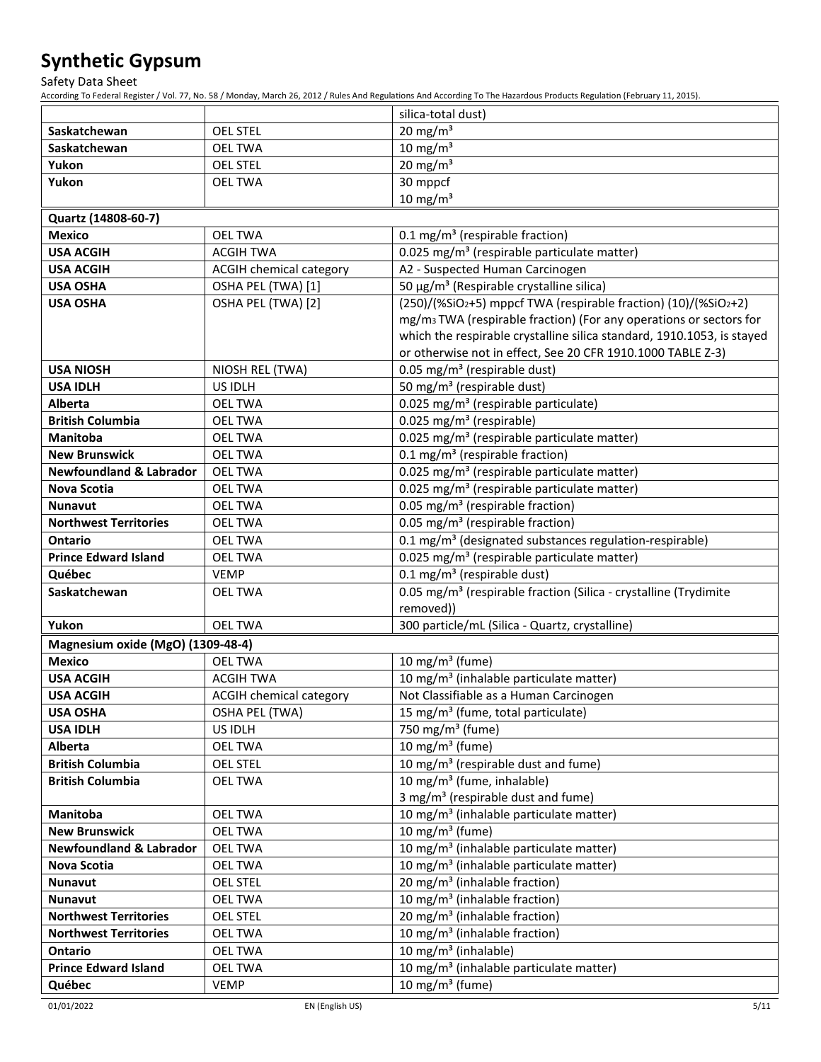| | | |
|---|---|---|
| | | silica-total dust) |
| **Saskatchewan** | OEL STEL | 20 mg/m³ |
| **Saskatchewan** | OEL TWA | 10 mg/m³ |
| **Yukon** | OEL STEL | 20 mg/m³ |
| **Yukon** | OEL TWA | 30 mppcf<br>10 mg/m³ |
| **Quartz (14808-60-7)** | | |
| **Mexico** | OEL TWA | 0.1 mg/m³ (respirable fraction) |
| **USA ACGIH** | ACGIH TWA | 0.025 mg/m³ (respirable particulate matter) |
| **USA ACGIH** | ACGIH chemical category | A2 - Suspected Human Carcinogen |
| **USA OSHA** | OSHA PEL (TWA) [1] | 50 µg/m³ (Respirable crystalline silica) |
| **USA OSHA** | OSHA PEL (TWA) [2] | (250)/(%$SiO_2$+5) mppcf TWA (respirable fraction) (10)/(%$SiO_2$+2) mg/$m_3$ TWA (respirable fraction) (For any operations or sectors for which the respirable crystalline silica standard, 1910.1053, is stayed or otherwise not in effect, See 20 CFR 1910.1000 TABLE Z-3) |
| **USA NIOSH** | NIOSH REL (TWA) | 0.05 mg/m³ (respirable dust) |
| **USA IDLH** | US IDLH | 50 mg/m³ (respirable dust) |
| **Alberta** | OEL TWA | 0.025 mg/m³ (respirable particulate) |
| **British Columbia** | OEL TWA | 0.025 mg/m³ (respirable) |
| **Manitoba** | OEL TWA | 0.025 mg/m³ (respirable particulate matter) |
| **New Brunswick** | OEL TWA | 0.1 mg/m³ (respirable fraction) |
| **Newfoundland & Labrador** | OEL TWA | 0.025 mg/m³ (respirable particulate matter) |
| **Nova Scotia** | OEL TWA | 0.025 mg/m³ (respirable particulate matter) |
| **Nunavut** | OEL TWA | 0.05 mg/m³ (respirable fraction) |
| **Northwest Territories** | OEL TWA | 0.05 mg/m³ (respirable fraction) |
| **Ontario** | OEL TWA | 0.1 mg/m³ (designated substances regulation-respirable) |
| **Prince Edward Island** | OEL TWA | 0.025 mg/m³ (respirable particulate matter) |
| **Québec** | VEMP | 0.1 mg/m³ (respirable dust) |
| **Saskatchewan** | OEL TWA | 0.05 mg/m³ (respirable fraction (Silica - crystalline (Trydimite removed)) |
| **Yukon** | OEL TWA | 300 particle/mL (Silica - Quartz, crystalline) |
| **Magnesium oxide (MgO) (1309-48-4)** | | |
| **Mexico** | OEL TWA | 10 mg/m³ (fume) |
| **USA ACGIH** | ACGIH TWA | 10 mg/m³ (inhalable particulate matter) |
| **USA ACGIH** | ACGIH chemical category | Not Classifiable as a Human Carcinogen |
| **USA OSHA** | OSHA PEL (TWA) | 15 mg/m³ (fume, total particulate) |
| **USA IDLH** | US IDLH | 750 mg/m³ (fume) |
| **Alberta** | OEL TWA | 10 mg/m³ (fume) |
| **British Columbia** | OEL STEL | 10 mg/m³ (respirable dust and fume) |
| **British Columbia** | OEL TWA | 10 mg/m³ (fume, inhalable)<br>3 mg/m³ (respirable dust and fume) |
| **Manitoba** | OEL TWA | 10 mg/m³ (inhalable particulate matter) |
| **New Brunswick** | OEL TWA | 10 mg/m³ (fume) |
| **Newfoundland & Labrador** | OEL TWA | 10 mg/m³ (inhalable particulate matter) |
| **Nova Scotia** | OEL TWA | 10 mg/m³ (inhalable particulate matter) |
| **Nunavut** | OEL STEL | 20 mg/m³ (inhalable fraction) |
| **Nunavut** | OEL TWA | 10 mg/m³ (inhalable fraction) |
| **Northwest Territories** | OEL STEL | 20 mg/m³ (inhalable fraction) |
| **Northwest Territories** | OEL TWA | 10 mg/m³ (inhalable fraction) |
| **Ontario** | OEL TWA | 10 mg/m³ (inhalable) |
| **Prince Edward Island** | OEL TWA | 10 mg/m³ (inhalable particulate matter) |
| **Québec** | VEMP | 10 mg/m³ (fume) |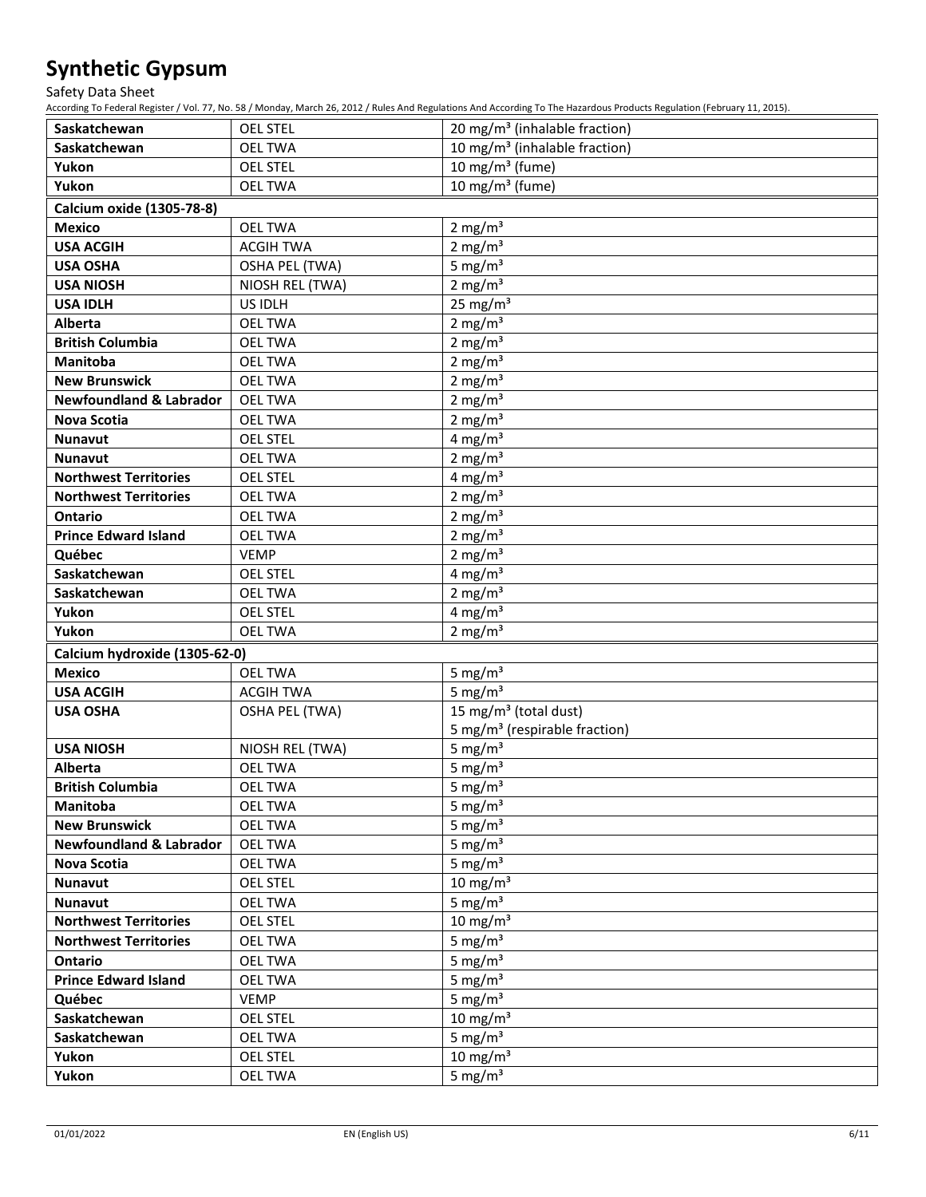| Saskatchewan | OEL STEL | 20 mg/m³ (inhalable fraction) |
|---|---|---|
| Saskatchewan | OEL TWA | 10 mg/m³ (inhalable fraction) |
| Yukon | OEL STEL | 10 mg/m³ (fume) |
| Yukon | OEL TWA | 10 mg/m³ (fume) |
| **Calcium oxide (1305-78-8)** | | |
| Mexico | OEL TWA | 2 mg/m³ |
| USA ACGIH | ACGIH TWA | 2 mg/m³ |
| USA OSHA | OSHA PEL (TWA) | 5 mg/m³ |
| USA NIOSH | NIOSH REL (TWA) | 2 mg/m³ |
| USA IDLH | US IDLH | 25 mg/m³ |
| Alberta | OEL TWA | 2 mg/m³ |
| British Columbia | OEL TWA | 2 mg/m³ |
| Manitoba | OEL TWA | 2 mg/m³ |
| New Brunswick | OEL TWA | 2 mg/m³ |
| Newfoundland & Labrador | OEL TWA | 2 mg/m³ |
| Nova Scotia | OEL TWA | 2 mg/m³ |
| Nunavut | OEL STEL | 4 mg/m³ |
| Nunavut | OEL TWA | 2 mg/m³ |
| Northwest Territories | OEL STEL | 4 mg/m³ |
| Northwest Territories | OEL TWA | 2 mg/m³ |
| Ontario | OEL TWA | 2 mg/m³ |
| Prince Edward Island | OEL TWA | 2 mg/m³ |
| Québec | VEMP | 2 mg/m³ |
| Saskatchewan | OEL STEL | 4 mg/m³ |
| Saskatchewan | OEL TWA | 2 mg/m³ |
| Yukon | OEL STEL | 4 mg/m³ |
| Yukon | OEL TWA | 2 mg/m³ |
| **Calcium hydroxide (1305-62-0)** | | |
| Mexico | OEL TWA | 5 mg/m³ |
| USA ACGIH | ACGIH TWA | 5 mg/m³ |
| USA OSHA | OSHA PEL (TWA) | 15 mg/m³ (total dust)<br>5 mg/m³ (respirable fraction) |
| USA NIOSH | NIOSH REL (TWA) | 5 mg/m³ |
| Alberta | OEL TWA | 5 mg/m³ |
| British Columbia | OEL TWA | 5 mg/m³ |
| Manitoba | OEL TWA | 5 mg/m³ |
| New Brunswick | OEL TWA | 5 mg/m³ |
| Newfoundland & Labrador | OEL TWA | 5 mg/m³ |
| Nova Scotia | OEL TWA | 5 mg/m³ |
| Nunavut | OEL STEL | 10 mg/m³ |
| Nunavut | OEL TWA | 5 mg/m³ |
| Northwest Territories | OEL STEL | 10 mg/m³ |
| Northwest Territories | OEL TWA | 5 mg/m³ |
| Ontario | OEL TWA | 5 mg/m³ |
| Prince Edward Island | OEL TWA | 5 mg/m³ |
| Québec | VEMP | 5 mg/m³ |
| Saskatchewan | OEL STEL | 10 mg/m³ |
| Saskatchewan | OEL TWA | 5 mg/m³ |
| Yukon | OEL STEL | 10 mg/m³ |
| Yukon | OEL TWA | 5 mg/m³ |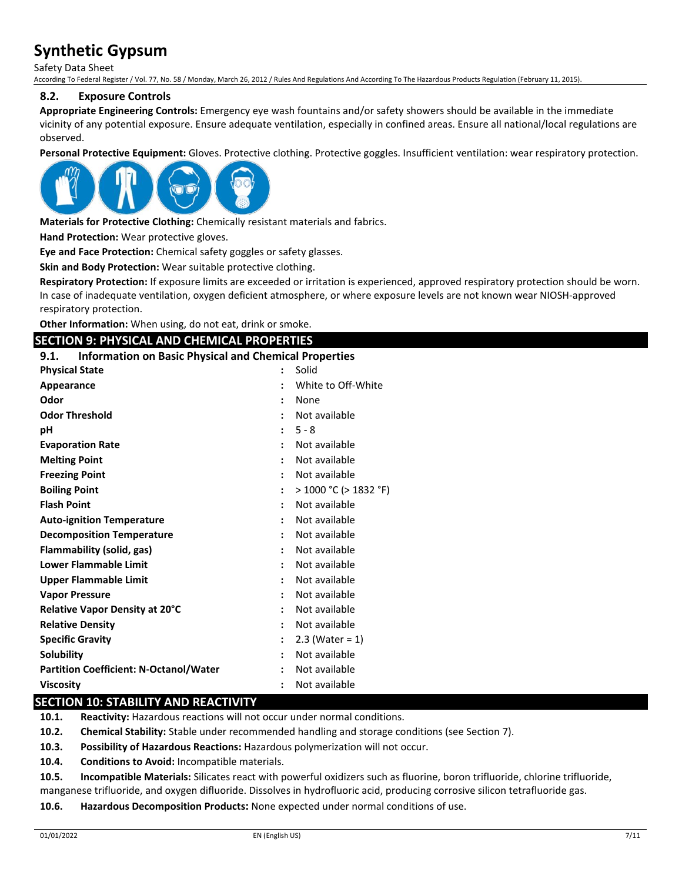### 8.2. Exposure Controls

**Appropriate Engineering Controls:** Emergency eye wash fountains and/or safety showers should be available in the immediate vicinity of any potential exposure. Ensure adequate ventilation, especially in confined areas. Ensure all national/local regulations are observed.

**Personal Protective Equipment:** Gloves. Protective clothing. Protective goggles. Insufficient ventilation: wear respiratory protection.

**Materials for Protective Clothing:** Chemically resistant materials and fabrics.

**Hand Protection:** Wear protective gloves.

**Eye and Face Protection:** Chemical safety goggles or safety glasses.

**Skin and Body Protection:** Wear suitable protective clothing.

**Respiratory Protection:** If exposure limits are exceeded or irritation is experienced, approved respiratory protection should be worn. In case of inadequate ventilation, oxygen deficient atmosphere, or where exposure levels are not known wear NIOSH-approved respiratory protection.

**Other Information:** When using, do not eat, drink or smoke.

## SECTION 9: PHYSICAL AND CHEMICAL PROPERTIES

### 9.1. Information on Basic Physical and Chemical Properties

| Property | Value |
|---|---|
| **Physical State** | Solid |
| **Appearance** | White to Off-White |
| **Odor** | None |
| **Odor Threshold** | Not available |
| **pH** | 5 - 8 |
| **Evaporation Rate** | Not available |
| **Melting Point** | Not available |
| **Freezing Point** | Not available |
| **Boiling Point** | > 1000 °C (> 1832 °F) |
| **Flash Point** | Not available |
| **Auto-ignition Temperature** | Not available |
| **Decomposition Temperature** | Not available |
| **Flammability (solid, gas)** | Not available |
| **Lower Flammable Limit** | Not available |
| **Upper Flammable Limit** | Not available |
| **Vapor Pressure** | Not available |
| **Relative Vapor Density at 20°C** | Not available |
| **Relative Density** | Not available |
| **Specific Gravity** | 2.3 (Water = 1) |
| **Solubility** | Not available |
| **Partition Coefficient: N-Octanol/Water** | Not available |
| **Viscosity** | Not available |

## SECTION 10: STABILITY AND REACTIVITY

**10.1. Reactivity:** Hazardous reactions will not occur under normal conditions.

**10.2. Chemical Stability:** Stable under recommended handling and storage conditions (see Section 7).

**10.3. Possibility of Hazardous Reactions:** Hazardous polymerization will not occur.

**10.4. Conditions to Avoid:** Incompatible materials.

**10.5. Incompatible Materials:** Silicates react with powerful oxidizers such as fluorine, boron trifluoride, chlorine trifluoride, manganese trifluoride, and oxygen difluoride. Dissolves in hydrofluoric acid, producing corrosive silicon tetrafluoride gas.

**10.6. Hazardous Decomposition Products:** None expected under normal conditions of use.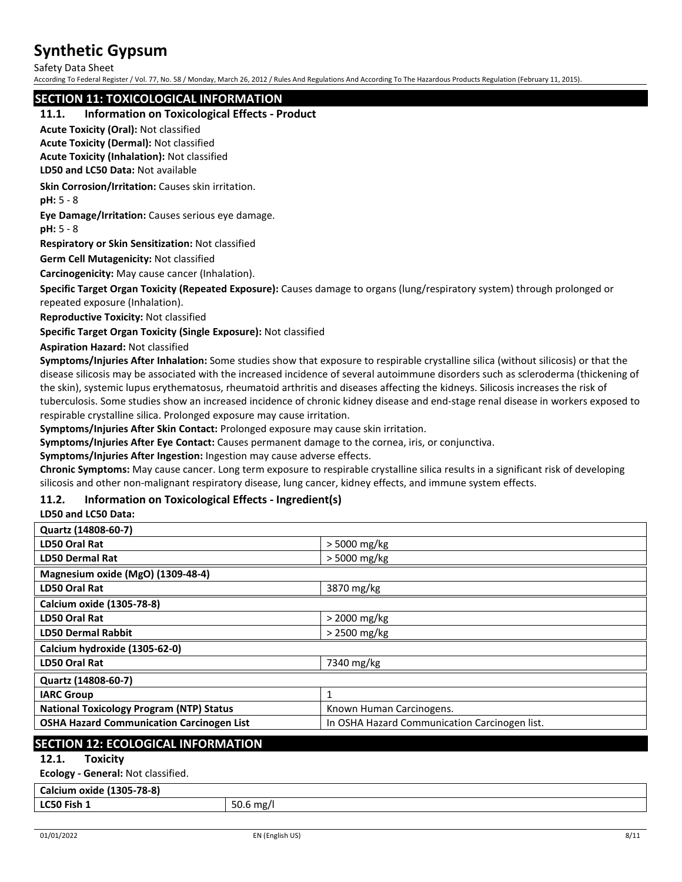## SECTION 11: TOXICOLOGICAL INFORMATION

### 11.1. Information on Toxicological Effects - Product

**Acute Toxicity (Oral):** Not classified

**Acute Toxicity (Dermal):** Not classified

**Acute Toxicity (Inhalation):** Not classified

**LD50 and LC50 Data:** Not available

**Skin Corrosion/Irritation:** Causes skin irritation.

**pH:** 5 - 8

**Eye Damage/Irritation:** Causes serious eye damage.

**pH:** 5 - 8

**Respiratory or Skin Sensitization:** Not classified

**Germ Cell Mutagenicity:** Not classified

**Carcinogenicity:** May cause cancer (Inhalation).

**Specific Target Organ Toxicity (Repeated Exposure):** Causes damage to organs (lung/respiratory system) through prolonged or repeated exposure (Inhalation).

**Reproductive Toxicity:** Not classified

**Specific Target Organ Toxicity (Single Exposure):** Not classified

**Aspiration Hazard:** Not classified

**Symptoms/Injuries After Inhalation:** Some studies show that exposure to respirable crystalline silica (without silicosis) or that the disease silicosis may be associated with the increased incidence of several autoimmune disorders such as scleroderma (thickening of the skin), systemic lupus erythematosus, rheumatoid arthritis and diseases affecting the kidneys. Silicosis increases the risk of tuberculosis. Some studies show an increased incidence of chronic kidney disease and end-stage renal disease in workers exposed to respirable crystalline silica. Prolonged exposure may cause irritation.

**Symptoms/Injuries After Skin Contact:** Prolonged exposure may cause skin irritation.

**Symptoms/Injuries After Eye Contact:** Causes permanent damage to the cornea, iris, or conjunctiva.

**Symptoms/Injuries After Ingestion:** Ingestion may cause adverse effects.

**Chronic Symptoms:** May cause cancer. Long term exposure to respirable crystalline silica results in a significant risk of developing silicosis and other non-malignant respiratory disease, lung cancer, kidney effects, and immune system effects.

### 11.2. Information on Toxicological Effects - Ingredient(s)

**LD50 and LC50 Data:**

| Quartz (14808-60-7) | |
|---|---|
| **LD50 Oral Rat** | > 5000 mg/kg |
| **LD50 Dermal Rat** | > 5000 mg/kg |
| **Magnesium oxide (MgO) (1309-48-4)** | |
| **LD50 Oral Rat** | 3870 mg/kg |
| **Calcium oxide (1305-78-8)** | |
| **LD50 Oral Rat** | > 2000 mg/kg |
| **LD50 Dermal Rabbit** | > 2500 mg/kg |
| **Calcium hydroxide (1305-62-0)** | |
| **LD50 Oral Rat** | 7340 mg/kg |
| **Quartz (14808-60-7)** | |
| **IARC Group** | 1 |
| **National Toxicology Program (NTP) Status** | Known Human Carcinogens. |
| **OSHA Hazard Communication Carcinogen List** | In OSHA Hazard Communication Carcinogen list. |

## SECTION 12: ECOLOGICAL INFORMATION

### 12.1. Toxicity

**Ecology - General:** Not classified.

| Calcium oxide (1305-78-8) | |
|---|---|
| **LC50 Fish 1** | 50.6 mg/l |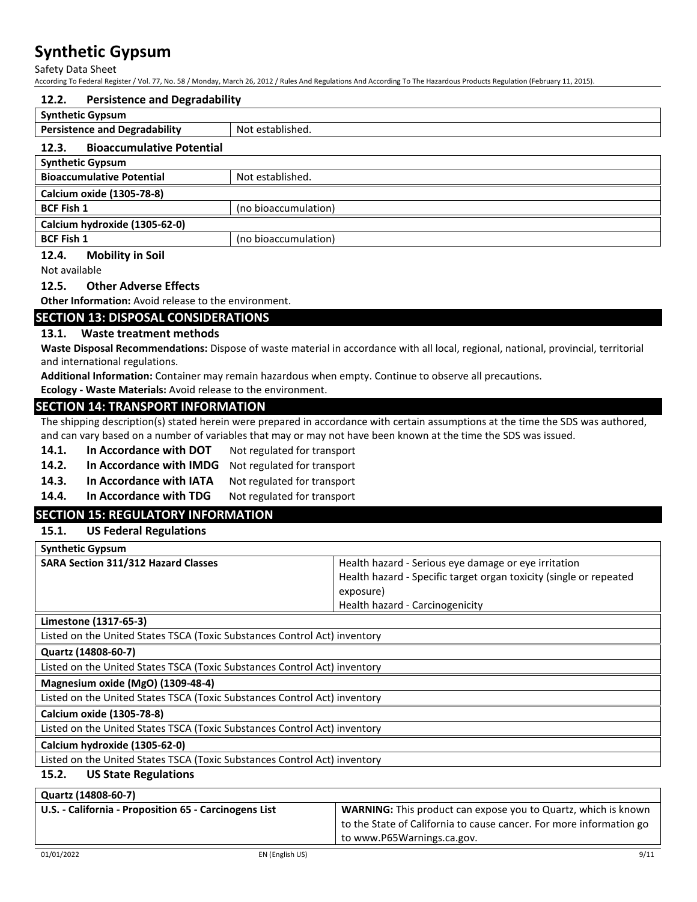### 12.2. Persistence and Degradability

| Synthetic Gypsum | |
|---|---|
| **Persistence and Degradability** | Not established. |

### 12.3. Bioaccumulative Potential

| Synthetic Gypsum | |
|---|---|
| **Bioaccumulative Potential** | Not established. |
| **Calcium oxide (1305-78-8)** | |
| **BCF Fish 1** | (no bioaccumulation) |
| **Calcium hydroxide (1305-62-0)** | |
| **BCF Fish 1** | (no bioaccumulation) |

### 12.4. Mobility in Soil

Not available

### 12.5. Other Adverse Effects

**Other Information:** Avoid release to the environment.

## SECTION 13: DISPOSAL CONSIDERATIONS

### 13.1. Waste treatment methods

**Waste Disposal Recommendations:** Dispose of waste material in accordance with all local, regional, national, provincial, territorial and international regulations.

**Additional Information:** Container may remain hazardous when empty. Continue to observe all precautions.

**Ecology - Waste Materials:** Avoid release to the environment.

## SECTION 14: TRANSPORT INFORMATION

The shipping description(s) stated herein were prepared in accordance with certain assumptions at the time the SDS was authored, and can vary based on a number of variables that may or may not have been known at the time the SDS was issued.

**14.1. In Accordance with DOT** Not regulated for transport

**14.2. In Accordance with IMDG** Not regulated for transport

**14.3. In Accordance with IATA** Not regulated for transport

**14.4. In Accordance with TDG** Not regulated for transport

## SECTION 15: REGULATORY INFORMATION

### 15.1. US Federal Regulations

| Synthetic Gypsum | |
|---|---|
| **SARA Section 311/312 Hazard Classes** | Health hazard - Serious eye damage or eye irritation<br>Health hazard - Specific target organ toxicity (single or repeated exposure)<br>Health hazard - Carcinogenicity |

| Limestone (1317-65-3) |
|---|
| Listed on the United States TSCA (Toxic Substances Control Act) inventory |
| **Quartz (14808-60-7)** |
| Listed on the United States TSCA (Toxic Substances Control Act) inventory |
| **Magnesium oxide (MgO) (1309-48-4)** |
| Listed on the United States TSCA (Toxic Substances Control Act) inventory |
| **Calcium oxide (1305-78-8)** |
| Listed on the United States TSCA (Toxic Substances Control Act) inventory |
| **Calcium hydroxide (1305-62-0)** |
| Listed on the United States TSCA (Toxic Substances Control Act) inventory |

### 15.2. US State Regulations

| Quartz (14808-60-7) | |
|---|---|
| **U.S. - California - Proposition 65 - Carcinogens List** | **WARNING:** This product can expose you to Quartz, which is known to the State of California to cause cancer. For more information go to www.P65Warnings.ca.gov. |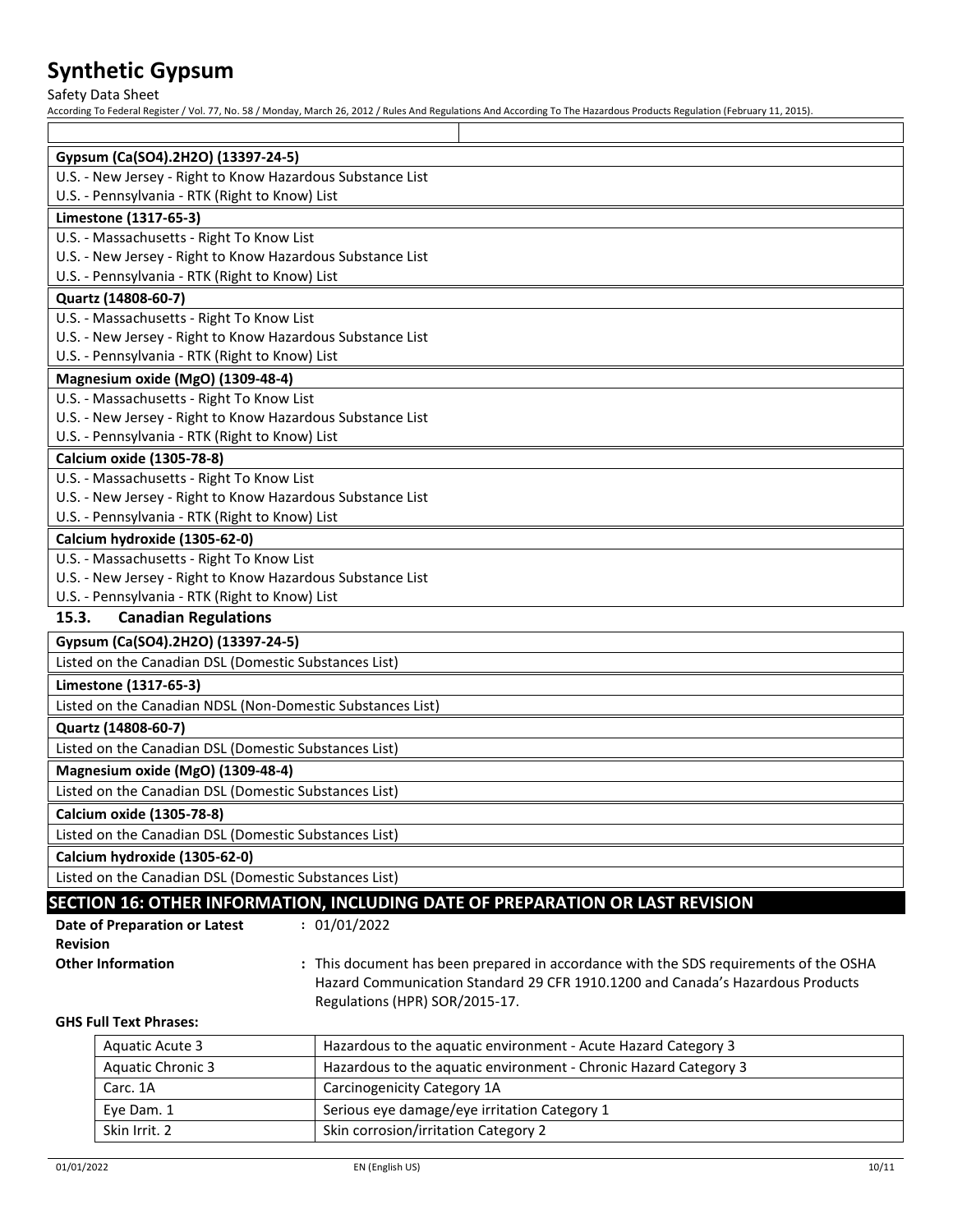| Gypsum (Ca(SO4).2H2O) (13397-24-5) |
|---|
| U.S. - New Jersey - Right to Know Hazardous Substance List |
| U.S. - Pennsylvania - RTK (Right to Know) List |

| Limestone (1317-65-3) |
|---|
| U.S. - Massachusetts - Right To Know List |
| U.S. - New Jersey - Right to Know Hazardous Substance List |
| U.S. - Pennsylvania - RTK (Right to Know) List |

| Quartz (14808-60-7) |
|---|
| U.S. - Massachusetts - Right To Know List |
| U.S. - New Jersey - Right to Know Hazardous Substance List |
| U.S. - Pennsylvania - RTK (Right to Know) List |

| Magnesium oxide (MgO) (1309-48-4) |
|---|
| U.S. - Massachusetts - Right To Know List |
| U.S. - New Jersey - Right to Know Hazardous Substance List |
| U.S. - Pennsylvania - RTK (Right to Know) List |

| Calcium oxide (1305-78-8) |
|---|
| U.S. - Massachusetts - Right To Know List |
| U.S. - New Jersey - Right to Know Hazardous Substance List |
| U.S. - Pennsylvania - RTK (Right to Know) List |

| Calcium hydroxide (1305-62-0) |
|---|
| U.S. - Massachusetts - Right To Know List |
| U.S. - New Jersey - Right to Know Hazardous Substance List |
| U.S. - Pennsylvania - RTK (Right to Know) List |

### 15.3. Canadian Regulations

| Gypsum (Ca(SO4).2H2O) (13397-24-5) |
|---|
| Listed on the Canadian DSL (Domestic Substances List) |

| Limestone (1317-65-3) |
|---|
| Listed on the Canadian NDSL (Non-Domestic Substances List) |

| Quartz (14808-60-7) |
|---|
| Listed on the Canadian DSL (Domestic Substances List) |

| Magnesium oxide (MgO) (1309-48-4) |
|---|
| Listed on the Canadian DSL (Domestic Substances List) |

| Calcium oxide (1305-78-8) |
|---|
| Listed on the Canadian DSL (Domestic Substances List) |

| Calcium hydroxide (1305-62-0) |
|---|
| Listed on the Canadian DSL (Domestic Substances List) |

## SECTION 16: OTHER INFORMATION, INCLUDING DATE OF PREPARATION OR LAST REVISION

**Date of Preparation or Latest Revision** : 01/01/2022

**Other Information** : This document has been prepared in accordance with the SDS requirements of the OSHA Hazard Communication Standard 29 CFR 1910.1200 and Canada's Hazardous Products Regulations (HPR) SOR/2015-17.

**GHS Full Text Phrases:**

| | |
|---|---|
| Aquatic Acute 3 | Hazardous to the aquatic environment - Acute Hazard Category 3 |
| Aquatic Chronic 3 | Hazardous to the aquatic environment - Chronic Hazard Category 3 |
| Carc. 1A | Carcinogenicity Category 1A |
| Eye Dam. 1 | Serious eye damage/eye irritation Category 1 |
| Skin Irrit. 2 | Skin corrosion/irritation Category 2 |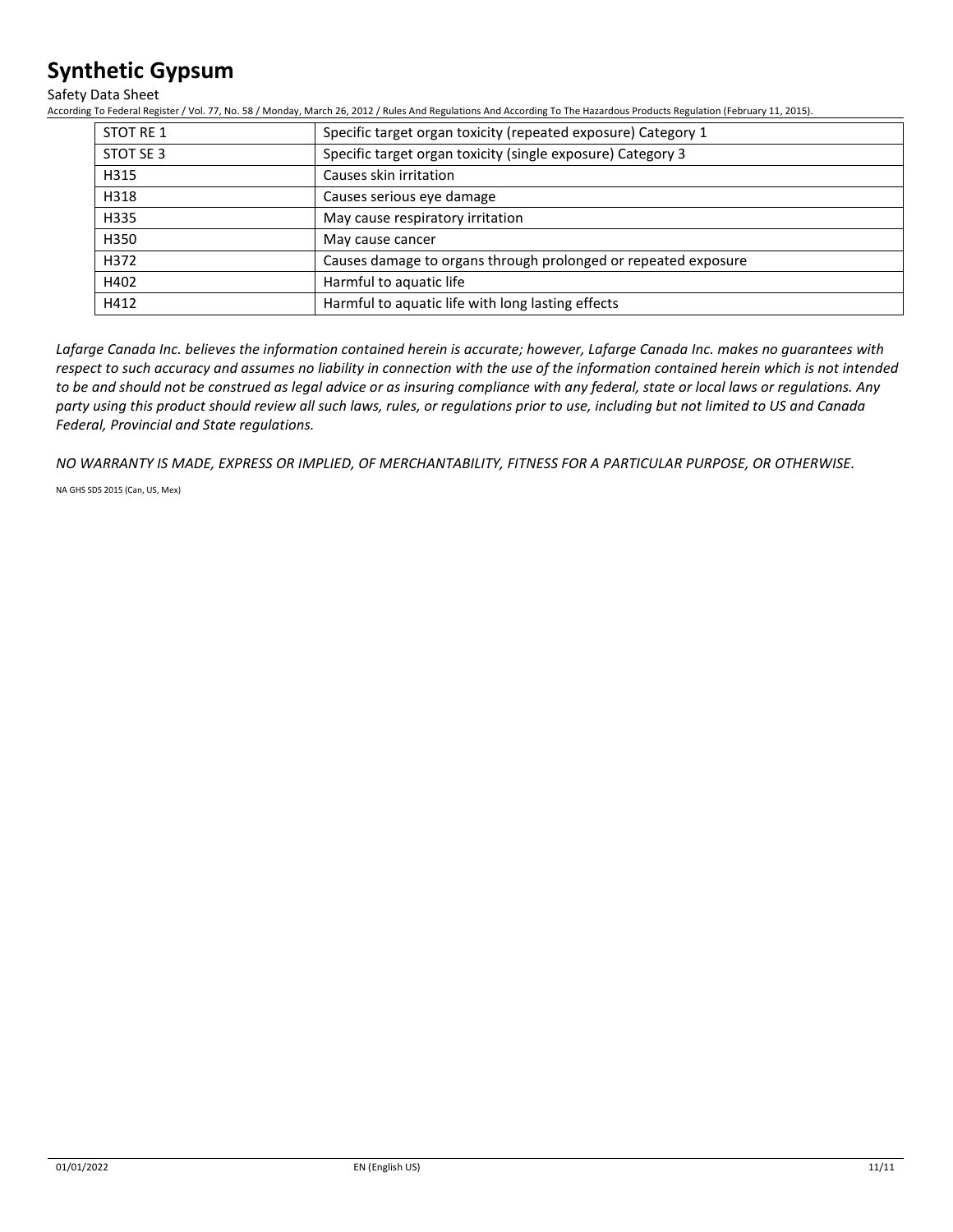| | |
|---|---|
| STOT RE 1 | Specific target organ toxicity (repeated exposure) Category 1 |
| STOT SE 3 | Specific target organ toxicity (single exposure) Category 3 |
| H315 | Causes skin irritation |
| H318 | Causes serious eye damage |
| H335 | May cause respiratory irritation |
| H350 | May cause cancer |
| H372 | Causes damage to organs through prolonged or repeated exposure |
| H402 | Harmful to aquatic life |
| H412 | Harmful to aquatic life with long lasting effects |

*Lafarge Canada Inc. believes the information contained herein is accurate; however, Lafarge Canada Inc. makes no guarantees with respect to such accuracy and assumes no liability in connection with the use of the information contained herein which is not intended to be and should not be construed as legal advice or as insuring compliance with any federal, state or local laws or regulations. Any party using this product should review all such laws, rules, or regulations prior to use, including but not limited to US and Canada Federal, Provincial and State regulations.*

*NO WARRANTY IS MADE, EXPRESS OR IMPLIED, OF MERCHANTABILITY, FITNESS FOR A PARTICULAR PURPOSE, OR OTHERWISE.*

NA GHS SDS 2015 (Can, US, Mex)